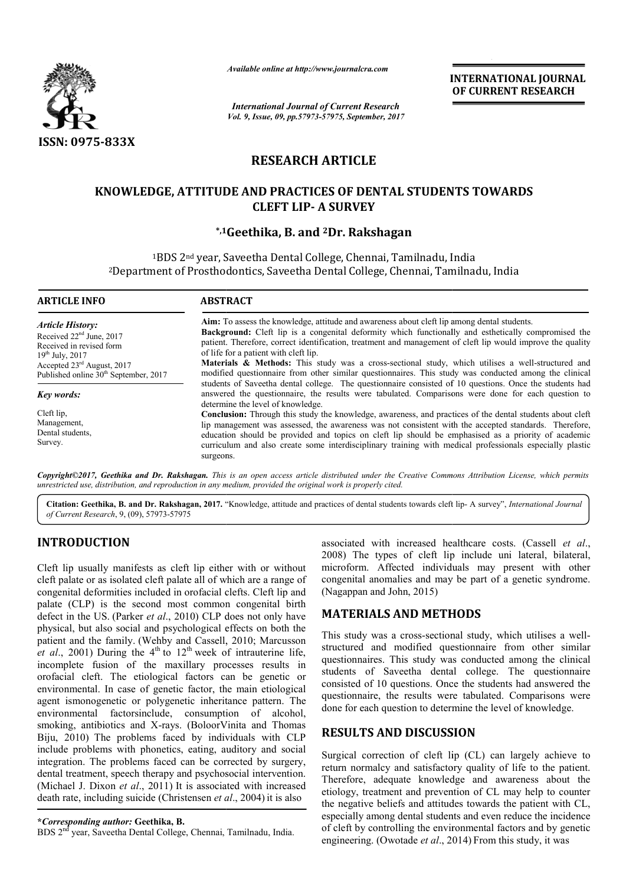ISSN: 0975-833X

*Available online at http://www.journalcra.com*

*International Journal of Current Research*
*Vol. 9, Issue, 09, pp.57973-57975, September, 2017*

**INTERNATIONAL JOURNAL OF CURRENT RESEARCH**

# RESEARCH ARTICLE

# KNOWLEDGE, ATTITUDE AND PRACTICES OF DENTAL STUDENTS TOWARDS CLEFT LIP- A SURVEY

**\*,1Geethika, B. and 2Dr. Rakshagan**

[1]BDS 2[nd] year, Saveetha Dental College, Chennai, Tamilnadu, India
[2]Department of Prosthodontics, Saveetha Dental College, Chennai, Tamilnadu, India

**ARTICLE INFO**

*Article History:*
Received 22[nd] June, 2017
Received in revised form
19[th] July, 2017
Accepted 23[rd] August, 2017
Published online 30[th] September, 2017

*Key words:*
Cleft lip,
Management,
Dental students,
Survey.

**ABSTRACT**

**Aim:** To assess the knowledge, attitude and awareness about cleft lip among dental students.

**Background:** Cleft lip is a congenital deformity which functionally and esthetically compromised the patient. Therefore, correct identification, treatment and management of cleft lip would improve the quality of life for a patient with cleft lip.

**Materials & Methods:** This study was a cross-sectional study, which utilises a well-structured and modified questionnaire from other similar questionnaires. This study was conducted among the clinical students of Saveetha dental college. The questionnaire consisted of 10 questions. Once the students had answered the questionnaire, the results were tabulated. Comparisons were done for each question to determine the level of knowledge.

**Conclusion:** Through this study the knowledge, awareness, and practices of the dental students about cleft lip management was assessed, the awareness was not consistent with the accepted standards. Therefore, education should be provided and topics on cleft lip should be emphasised as a priority of academic curriculum and also create some interdisciplinary training with medical professionals especially plastic surgeons.

*Copyright©2017, Geethika and Dr. Rakshagan. This is an open access article distributed under the Creative Commons Attribution License, which permits unrestricted use, distribution, and reproduction in any medium, provided the original work is properly cited.*

**Citation: Geethika, B. and Dr. Rakshagan, 2017.** "Knowledge, attitude and practices of dental students towards cleft lip- A survey", *International Journal of Current Research*, 9, (09), 57973-57975

## INTRODUCTION

Cleft lip usually manifests as cleft lip either with or without cleft palate or as isolated cleft palate all of which are a range of congenital deformities included in orofacial clefts. Cleft lip and palate (CLP) is the second most common congenital birth defect in the US. (Parker *et al*., 2010) CLP does not only have physical, but also social and psychological effects on both the patient and the family. (Wehby and Cassell, 2010; Marcusson *et al*., 2001) During the 4[th] to 12[th] week of intrauterine life, incomplete fusion of the maxillary processes results in orofacial cleft. The etiological factors can be genetic or environmental. In case of genetic factor, the main etiological agent ismonogenetic or polygenetic inheritance pattern. The environmental factorsinclude, consumption of alcohol, smoking, antibiotics and X-rays. (BoloorVinita and Thomas Biju, 2010) The problems faced by individuals with CLP include problems with phonetics, eating, auditory and social integration. The problems faced can be corrected by surgery, dental treatment, speech therapy and psychosocial intervention. (Michael J. Dixon *et al*., 2011) It is associated with increased death rate, including suicide (Christensen *et al*., 2004) it is also associated with increased healthcare costs. (Cassell *et al*., 2008) The types of cleft lip include uni lateral, bilateral, microform. Affected individuals may present with other congenital anomalies and may be part of a genetic syndrome. (Nagappan and John, 2015)

## MATERIALS AND METHODS

This study was a cross-sectional study, which utilises a well-structured and modified questionnaire from other similar questionnaires. This study was conducted among the clinical students of Saveetha dental college. The questionnaire consisted of 10 questions. Once the students had answered the questionnaire, the results were tabulated. Comparisons were done for each question to determine the level of knowledge.

## RESULTS AND DISCUSSION

Surgical correction of cleft lip (CL) can largely achieve to return normalcy and satisfactory quality of life to the patient. Therefore, adequate knowledge and awareness about the etiology, treatment and prevention of CL may help to counter the negative beliefs and attitudes towards the patient with CL, especially among dental students and even reduce the incidence of cleft by controlling the environmental factors and by genetic engineering. (Owotade *et al*., 2014) From this study, it was

**\*Corresponding author: Geethika, B.**
BDS 2[nd] year, Saveetha Dental College, Chennai, Tamilnadu, India.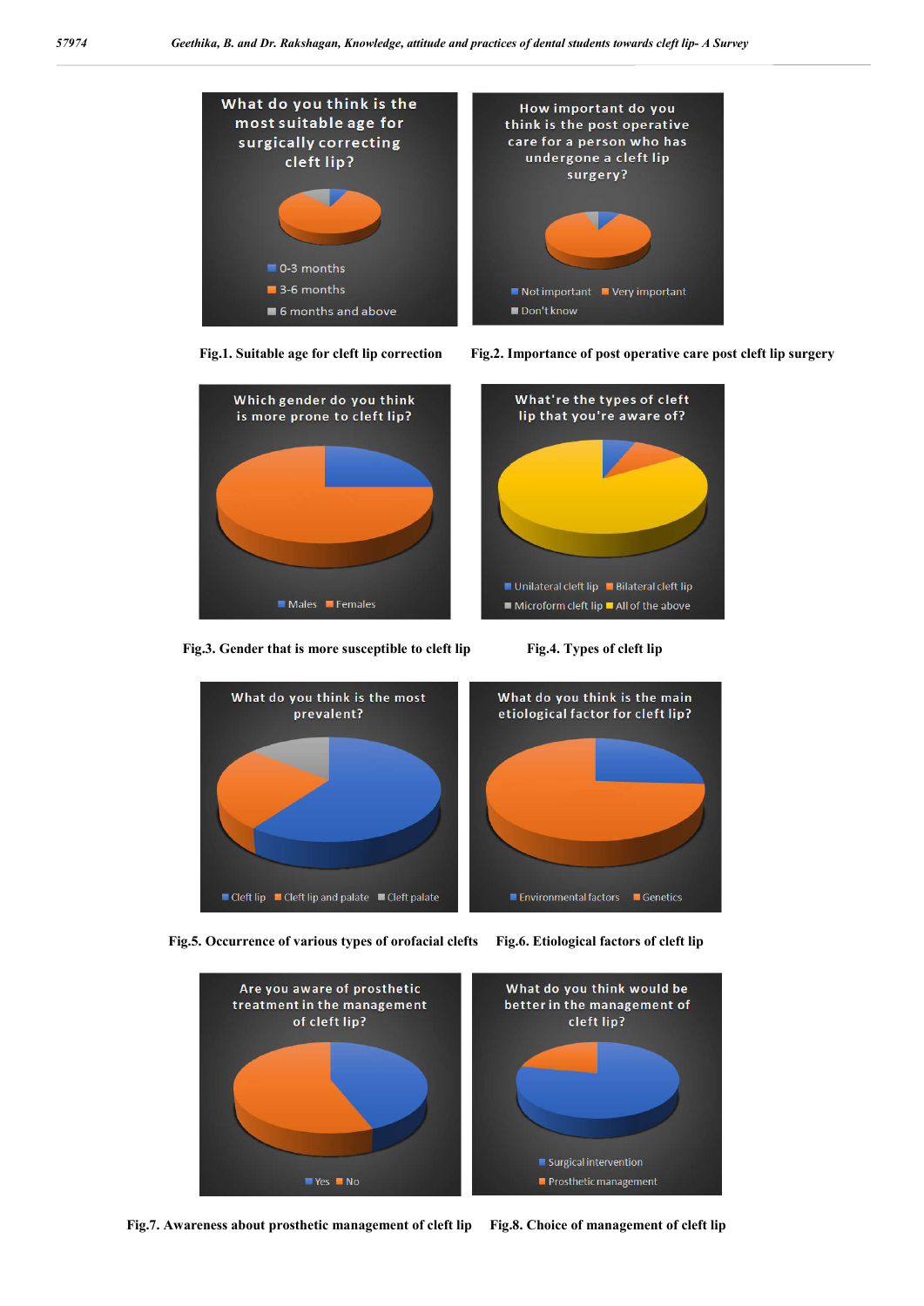Fig.1. Suitable age for cleft lip correction

Fig.2. Importance of post operative care post cleft lip surgery

Fig.3. Gender that is more susceptible to cleft lip

Fig.4. Types of cleft lip

Fig.5. Occurrence of various types of orofacial clefts

Fig.6. Etiological factors of cleft lip

Fig.7. Awareness about prosthetic management of cleft lip

Fig.8. Choice of management of cleft lip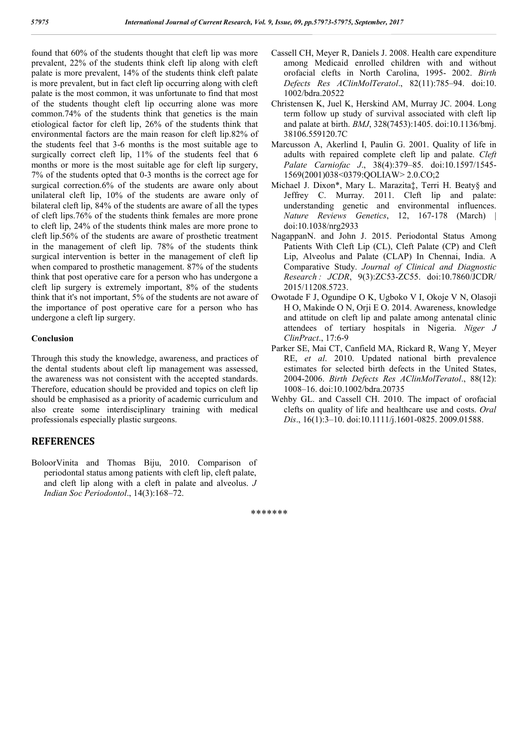found that 60% of the students thought that cleft lip was more prevalent, 22% of the students think cleft lip along with cleft palate is more prevalent, 14% of the students think cleft palate is more prevalent, but in fact cleft lip occurring along with cleft palate is the most common, it was unfortunate to find that most of the students thought cleft lip occurring alone was more common.74% of the students think that genetics is the main etiological factor for cleft lip, 26% of the students think that environmental factors are the main reason for cleft lip.82% of the students feel that 3-6 months is the most suitable age to surgically correct cleft lip, 11% of the students feel that 6 months or more is the most suitable age for cleft lip surgery, 7% of the students opted that 0-3 months is the correct age for surgical correction.6% of the students are aware only about unilateral cleft lip, 10% of the students are aware only of bilateral cleft lip, 84% of the students are aware of all the types of cleft lips.76% of the students think females are more prone to cleft lip, 24% of the students think males are more prone to cleft lip.56% of the students are aware of prosthetic treatment in the management of cleft lip. 78% of the students think surgical intervention is better in the management of cleft lip when compared to prosthetic management. 87% of the students think that post operative care for a person who has undergone a cleft lip surgery is extremely important, 8% of the students think that it's not important, 5% of the students are not aware of the importance of post operative care for a person who has undergone a cleft lip surgery.

### Conclusion

Through this study the knowledge, awareness, and practices of the dental students about cleft lip management was assessed, the awareness was not consistent with the accepted standards. Therefore, education should be provided and topics on cleft lip should be emphasised as a priority of academic curriculum and also create some interdisciplinary training with medical professionals especially plastic surgeons.

## REFERENCES

BoloorVinita and Thomas Biju, 2010. Comparison of periodontal status among patients with cleft lip, cleft palate, and cleft lip along with a cleft in palate and alveolus. *J Indian Soc Periodontol*., 14(3):168–72.

Cassell CH, Meyer R, Daniels J. 2008. Health care expenditure among Medicaid enrolled children with and without orofacial clefts in North Carolina, 1995- 2002. *Birth Defects Res AClinMolTeratol*., 82(11):785–94. doi:10. 1002/bdra.20522

Christensen K, Juel K, Herskind AM, Murray JC. 2004. Long term follow up study of survival associated with cleft lip and palate at birth. *BMJ*, 328(7453):1405. doi:10.1136/bmj. 38106.559120.7C

Marcusson A, Akerlind I, Paulin G. 2001. Quality of life in adults with repaired complete cleft lip and palate. *Cleft Palate Carniofac J*., 38(4):379–85. doi:10.1597/1545-1569(2001)038<0379:QOLIAW> 2.0.CO;2

Michael J. Dixon*, Mary L. Marazita‡, Terri H. Beaty§ and Jeffrey C. Murray. 2011. Cleft lip and palate: understanding genetic and environmental influences. *Nature Reviews Genetics*, 12, 167-178 (March) | doi:10.1038/nrg2933

NagappanN. and John J. 2015. Periodontal Status Among Patients With Cleft Lip (CL), Cleft Palate (CP) and Cleft Lip, Alveolus and Palate (CLAP) In Chennai, India. A Comparative Study. *Journal of Clinical and Diagnostic Research : JCDR*, 9(3):ZC53-ZC55. doi:10.7860/JCDR/ 2015/11208.5723.

Owotade F J, Ogundipe O K, Ugboko V I, Okoje V N, Olasoji H O, Makinde O N, Orji E O. 2014. Awareness, knowledge and attitude on cleft lip and palate among antenatal clinic attendees of tertiary hospitals in Nigeria. *Niger J ClinPract*., 17:6-9

Parker SE, Mai CT, Canfield MA, Rickard R, Wang Y, Meyer RE, *et al*. 2010. Updated national birth prevalence estimates for selected birth defects in the United States, 2004-2006. *Birth Defects Res AClinMolTeratol*., 88(12): 1008–16. doi:10.1002/bdra.20735

Wehby GL. and Cassell CH. 2010. The impact of orofacial clefts on quality of life and healthcare use and costs. *Oral Dis*., 16(1):3–10. doi:10.1111/j.1601-0825. 2009.01588.

*******